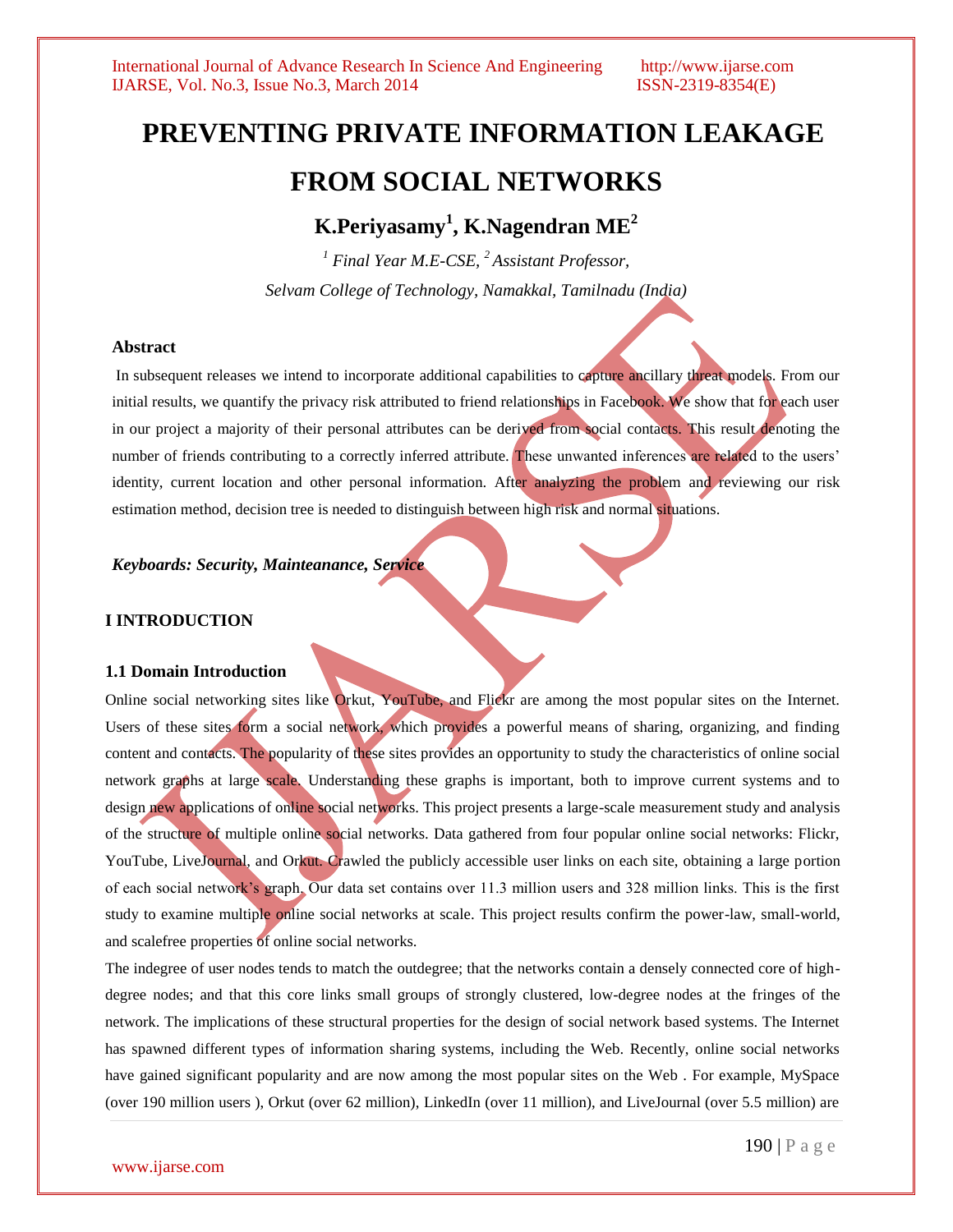# PREVENTING PRIVATE INFORMATION LEAKAGE FROM SOCIAL NETWORKS

**K.Periyasamy[1], K.Nagendran ME[2]**

*[1] Final Year M.E-CSE, [2] Assistant Professor,*

*Selvam College of Technology, Namakkal, Tamilnadu (India)*

### Abstract

In subsequent releases we intend to incorporate additional capabilities to capture ancillary threat models. From our initial results, we quantify the privacy risk attributed to friend relationships in Facebook. We show that for each user in our project a majority of their personal attributes can be derived from social contacts. This result denoting the number of friends contributing to a correctly inferred attribute. These unwanted inferences are related to the users' identity, current location and other personal information. After analyzing the problem and reviewing our risk estimation method, decision tree is needed to distinguish between high risk and normal situations.

***Keyboards: Security, Mainteanance, Service***

## I INTRODUCTION

### 1.1 Domain Introduction

Online social networking sites like Orkut, YouTube, and Flickr are among the most popular sites on the Internet. Users of these sites form a social network, which provides a powerful means of sharing, organizing, and finding content and contacts. The popularity of these sites provides an opportunity to study the characteristics of online social network graphs at large scale. Understanding these graphs is important, both to improve current systems and to design new applications of online social networks. This project presents a large-scale measurement study and analysis of the structure of multiple online social networks. Data gathered from four popular online social networks: Flickr, YouTube, LiveJournal, and Orkut. Crawled the publicly accessible user links on each site, obtaining a large portion of each social network's graph. Our data set contains over 11.3 million users and 328 million links. This is the first study to examine multiple online social networks at scale. This project results confirm the power-law, small-world, and scalefree properties of online social networks.

The indegree of user nodes tends to match the outdegree; that the networks contain a densely connected core of high-degree nodes; and that this core links small groups of strongly clustered, low-degree nodes at the fringes of the network. The implications of these structural properties for the design of social network based systems. The Internet has spawned different types of information sharing systems, including the Web. Recently, online social networks have gained significant popularity and are now among the most popular sites on the Web . For example, MySpace (over 190 million users ), Orkut (over 62 million), LinkedIn (over 11 million), and LiveJournal (over 5.5 million) are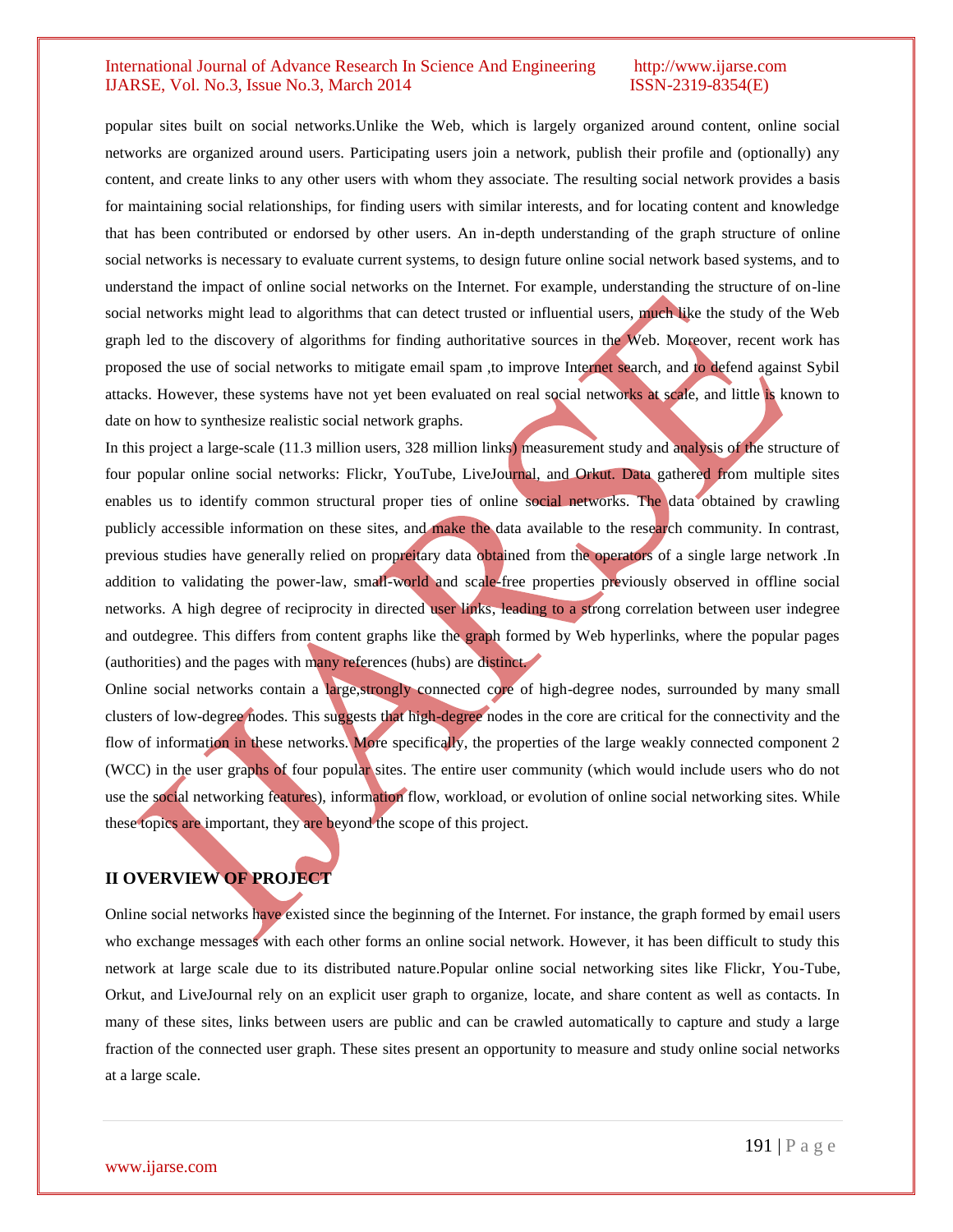popular sites built on social networks.Unlike the Web, which is largely organized around content, online social networks are organized around users. Participating users join a network, publish their profile and (optionally) any content, and create links to any other users with whom they associate. The resulting social network provides a basis for maintaining social relationships, for finding users with similar interests, and for locating content and knowledge that has been contributed or endorsed by other users. An in-depth understanding of the graph structure of online social networks is necessary to evaluate current systems, to design future online social network based systems, and to understand the impact of online social networks on the Internet. For example, understanding the structure of on-line social networks might lead to algorithms that can detect trusted or influential users, much like the study of the Web graph led to the discovery of algorithms for finding authoritative sources in the Web. Moreover, recent work has proposed the use of social networks to mitigate email spam ,to improve Internet search, and to defend against Sybil attacks. However, these systems have not yet been evaluated on real social networks at scale, and little is known to date on how to synthesize realistic social network graphs.

In this project a large-scale (11.3 million users, 328 million links) measurement study and analysis of the structure of four popular online social networks: Flickr, YouTube, LiveJournal, and Orkut. Data gathered from multiple sites enables us to identify common structural proper ties of online social networks. The data obtained by crawling publicly accessible information on these sites, and make the data available to the research community. In contrast, previous studies have generally relied on propreitary data obtained from the operators of a single large network .In addition to validating the power-law, small-world and scale-free properties previously observed in offline social networks. A high degree of reciprocity in directed user links, leading to a strong correlation between user indegree and outdegree. This differs from content graphs like the graph formed by Web hyperlinks, where the popular pages (authorities) and the pages with many references (hubs) are distinct.

Online social networks contain a large,strongly connected core of high-degree nodes, surrounded by many small clusters of low-degree nodes. This suggests that high-degree nodes in the core are critical for the connectivity and the flow of information in these networks. More specifically, the properties of the large weakly connected component 2 (WCC) in the user graphs of four popular sites. The entire user community (which would include users who do not use the social networking features), information flow, workload, or evolution of online social networking sites. While these topics are important, they are beyond the scope of this project.

## II OVERVIEW OF PROJECT

Online social networks have existed since the beginning of the Internet. For instance, the graph formed by email users who exchange messages with each other forms an online social network. However, it has been difficult to study this network at large scale due to its distributed nature.Popular online social networking sites like Flickr, You-Tube, Orkut, and LiveJournal rely on an explicit user graph to organize, locate, and share content as well as contacts. In many of these sites, links between users are public and can be crawled automatically to capture and study a large fraction of the connected user graph. These sites present an opportunity to measure and study online social networks at a large scale.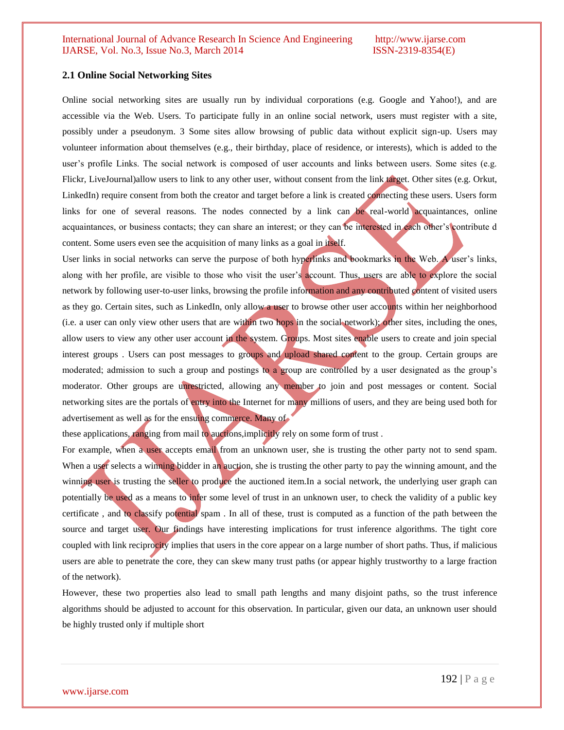## 2.1 Online Social Networking Sites

Online social networking sites are usually run by individual corporations (e.g. Google and Yahoo!), and are accessible via the Web. Users. To participate fully in an online social network, users must register with a site, possibly under a pseudonym. 3 Some sites allow browsing of public data without explicit sign-up. Users may volunteer information about themselves (e.g., their birthday, place of residence, or interests), which is added to the user's profile Links. The social network is composed of user accounts and links between users. Some sites (e.g. Flickr, LiveJournal)allow users to link to any other user, without consent from the link target. Other sites (e.g. Orkut, LinkedIn) require consent from both the creator and target before a link is created connecting these users. Users form links for one of several reasons. The nodes connected by a link can be real-world acquaintances, online acquaintances, or business contacts; they can share an interest; or they can be interested in each other's contribute d content. Some users even see the acquisition of many links as a goal in itself.

User links in social networks can serve the purpose of both hyperlinks and bookmarks in the Web. A user's links, along with her profile, are visible to those who visit the user's account. Thus, users are able to explore the social network by following user-to-user links, browsing the profile information and any contributed content of visited users as they go. Certain sites, such as LinkedIn, only allow a user to browse other user accounts within her neighborhood (i.e. a user can only view other users that are within two hops in the social network); other sites, including the ones, allow users to view any other user account in the system. Groups. Most sites enable users to create and join special interest groups . Users can post messages to groups and upload shared content to the group. Certain groups are moderated; admission to such a group and postings to a group are controlled by a user designated as the group's moderator. Other groups are unrestricted, allowing any member to join and post messages or content. Social networking sites are the portals of entry into the Internet for many millions of users, and they are being used both for advertisement as well as for the ensuing commerce. Many of

these applications, ranging from mail to auctions,implicitly rely on some form of trust .

For example, when a user accepts email from an unknown user, she is trusting the other party not to send spam. When a user selects a winning bidder in an auction, she is trusting the other party to pay the winning amount, and the winning user is trusting the seller to produce the auctioned item.In a social network, the underlying user graph can potentially be used as a means to infer some level of trust in an unknown user, to check the validity of a public key certificate , and to classify potential spam . In all of these, trust is computed as a function of the path between the source and target user. Our findings have interesting implications for trust inference algorithms. The tight core coupled with link reciprocity implies that users in the core appear on a large number of short paths. Thus, if malicious users are able to penetrate the core, they can skew many trust paths (or appear highly trustworthy to a large fraction of the network).

However, these two properties also lead to small path lengths and many disjoint paths, so the trust inference algorithms should be adjusted to account for this observation. In particular, given our data, an unknown user should be highly trusted only if multiple short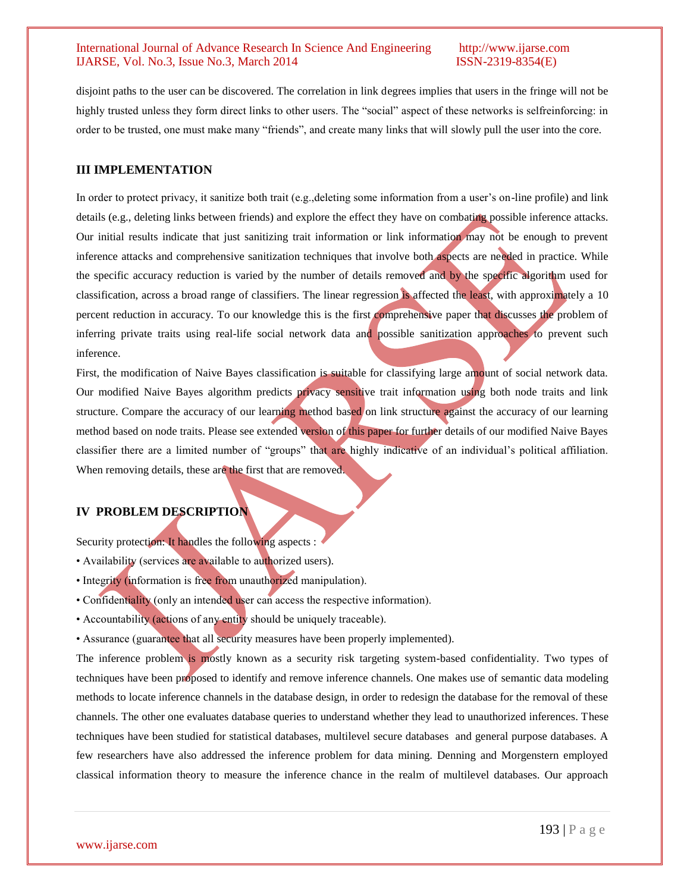disjoint paths to the user can be discovered. The correlation in link degrees implies that users in the fringe will not be highly trusted unless they form direct links to other users. The "social" aspect of these networks is selfreinforcing: in order to be trusted, one must make many "friends", and create many links that will slowly pull the user into the core.

## III IMPLEMENTATION

In order to protect privacy, it sanitize both trait (e.g.,deleting some information from a user's on-line profile) and link details (e.g., deleting links between friends) and explore the effect they have on combating possible inference attacks. Our initial results indicate that just sanitizing trait information or link information may not be enough to prevent inference attacks and comprehensive sanitization techniques that involve both aspects are needed in practice. While the specific accuracy reduction is varied by the number of details removed and by the specific algorithm used for classification, across a broad range of classifiers. The linear regression is affected the least, with approximately a 10 percent reduction in accuracy. To our knowledge this is the first comprehensive paper that discusses the problem of inferring private traits using real-life social network data and possible sanitization approaches to prevent such inference.

First, the modification of Naive Bayes classification is suitable for classifying large amount of social network data. Our modified Naive Bayes algorithm predicts privacy sensitive trait information using both node traits and link structure. Compare the accuracy of our learning method based on link structure against the accuracy of our learning method based on node traits. Please see extended version of this paper for further details of our modified Naive Bayes classifier there are a limited number of "groups" that are highly indicative of an individual's political affiliation. When removing details, these are the first that are removed.

## IV PROBLEM DESCRIPTION

Security protection: It handles the following aspects :

- Availability (services are available to authorized users).
- Integrity (information is free from unauthorized manipulation).
- Confidentiality (only an intended user can access the respective information).
- Accountability (actions of any entity should be uniquely traceable).
- Assurance (guarantee that all security measures have been properly implemented).

The inference problem is mostly known as a security risk targeting system-based confidentiality. Two types of techniques have been proposed to identify and remove inference channels. One makes use of semantic data modeling methods to locate inference channels in the database design, in order to redesign the database for the removal of these channels. The other one evaluates database queries to understand whether they lead to unauthorized inferences. These techniques have been studied for statistical databases, multilevel secure databases and general purpose databases. A few researchers have also addressed the inference problem for data mining. Denning and Morgenstern employed classical information theory to measure the inference chance in the realm of multilevel databases. Our approach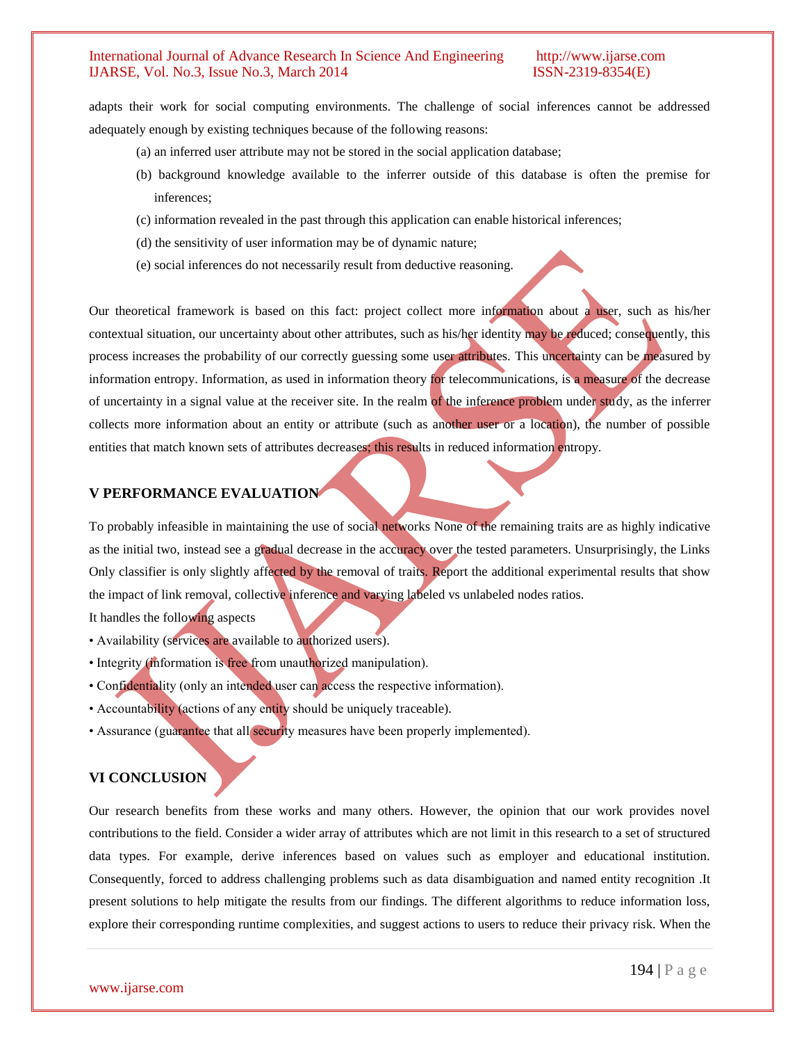adapts their work for social computing environments. The challenge of social inferences cannot be addressed adequately enough by existing techniques because of the following reasons:

(a) an inferred user attribute may not be stored in the social application database;

(b) background knowledge available to the inferrer outside of this database is often the premise for inferences;

(c) information revealed in the past through this application can enable historical inferences;

(d) the sensitivity of user information may be of dynamic nature;

(e) social inferences do not necessarily result from deductive reasoning.

Our theoretical framework is based on this fact: project collect more information about a user, such as his/her contextual situation, our uncertainty about other attributes, such as his/her identity may be reduced; consequently, this process increases the probability of our correctly guessing some user attributes. This uncertainty can be measured by information entropy. Information, as used in information theory for telecommunications, is a measure of the decrease of uncertainty in a signal value at the receiver site. In the realm of the inference problem under study, as the inferrer collects more information about an entity or attribute (such as another user or a location), the number of possible entities that match known sets of attributes decreases; this results in reduced information entropy.

## V PERFORMANCE EVALUATION

To probably infeasible in maintaining the use of social networks None of the remaining traits are as highly indicative as the initial two, instead see a gradual decrease in the accuracy over the tested parameters. Unsurprisingly, the Links Only classifier is only slightly affected by the removal of traits. Report the additional experimental results that show the impact of link removal, collective inference and varying labeled vs unlabeled nodes ratios.

It handles the following aspects

- Availability (services are available to authorized users).
- Integrity (information is free from unauthorized manipulation).
- Confidentiality (only an intended user can access the respective information).
- Accountability (actions of any entity should be uniquely traceable).
- Assurance (guarantee that all security measures have been properly implemented).

## VI CONCLUSION

Our research benefits from these works and many others. However, the opinion that our work provides novel contributions to the field. Consider a wider array of attributes which are not limit in this research to a set of structured data types. For example, derive inferences based on values such as employer and educational institution. Consequently, forced to address challenging problems such as data disambiguation and named entity recognition .It present solutions to help mitigate the results from our findings. The different algorithms to reduce information loss, explore their corresponding runtime complexities, and suggest actions to users to reduce their privacy risk. When the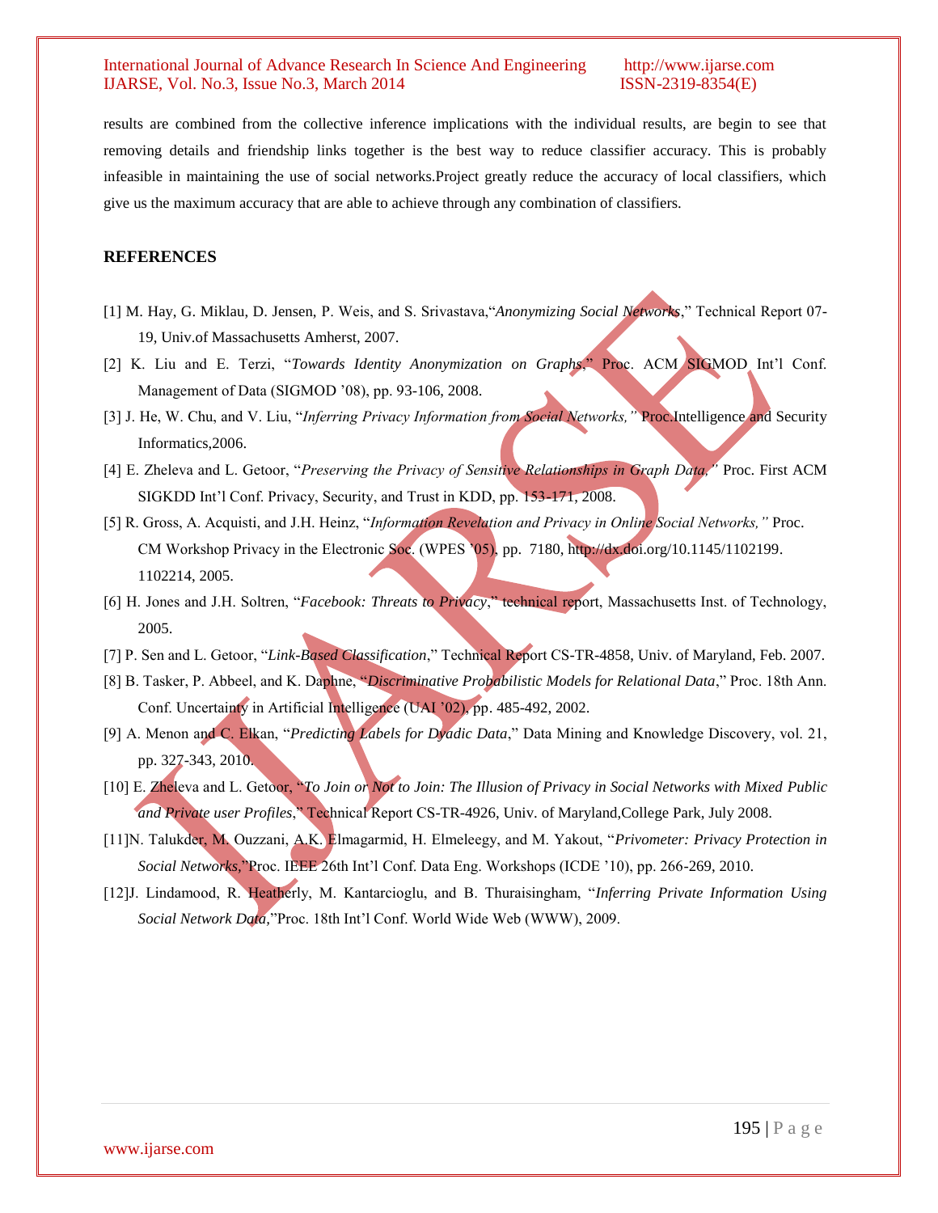results are combined from the collective inference implications with the individual results, are begin to see that removing details and friendship links together is the best way to reduce classifier accuracy. This is probably infeasible in maintaining the use of social networks.Project greatly reduce the accuracy of local classifiers, which give us the maximum accuracy that are able to achieve through any combination of classifiers.

## REFERENCES

[1] M. Hay, G. Miklau, D. Jensen, P. Weis, and S. Srivastava,"*Anonymizing Social Networks*," Technical Report 07-19, Univ.of Massachusetts Amherst, 2007.

[2] K. Liu and E. Terzi, "*Towards Identity Anonymization on Graphs*," Proc. ACM SIGMOD Int'l Conf. Management of Data (SIGMOD '08), pp. 93-106, 2008.

[3] J. He, W. Chu, and V. Liu, "*Inferring Privacy Information from Social Networks,*" Proc.Intelligence and Security Informatics,2006.

[4] E. Zheleva and L. Getoor, "*Preserving the Privacy of Sensitive Relationships in Graph Data,*" Proc. First ACM SIGKDD Int'l Conf. Privacy, Security, and Trust in KDD, pp. 153-171, 2008.

[5] R. Gross, A. Acquisti, and J.H. Heinz, "*Information Revelation and Privacy in Online Social Networks,*" Proc. CM Workshop Privacy in the Electronic Soc. (WPES '05), pp. 7180, http://dx.doi.org/10.1145/1102199. 1102214, 2005.

[6] H. Jones and J.H. Soltren, "*Facebook: Threats to Privacy*," technical report, Massachusetts Inst. of Technology, 2005.

[7] P. Sen and L. Getoor, "*Link-Based Classification*," Technical Report CS-TR-4858, Univ. of Maryland, Feb. 2007.

[8] B. Tasker, P. Abbeel, and K. Daphne, "*Discriminative Probabilistic Models for Relational Data*," Proc. 18th Ann. Conf. Uncertainty in Artificial Intelligence (UAI '02), pp. 485-492, 2002.

[9] A. Menon and C. Elkan, "*Predicting Labels for Dyadic Data*," Data Mining and Knowledge Discovery, vol. 21, pp. 327-343, 2010.

[10] E. Zheleva and L. Getoor, "*To Join or Not to Join: The Illusion of Privacy in Social Networks with Mixed Public and Private user Profiles*," Technical Report CS-TR-4926, Univ. of Maryland,College Park, July 2008.

[11]N. Talukder, M. Ouzzani, A.K. Elmagarmid, H. Elmeleegy, and M. Yakout, "*Privometer: Privacy Protection in Social Networks,*"Proc. IEEE 26th Int'l Conf. Data Eng. Workshops (ICDE '10), pp. 266-269, 2010.

[12]J. Lindamood, R. Heatherly, M. Kantarcioglu, and B. Thuraisingham, "*Inferring Private Information Using Social Network Data,*"Proc. 18th Int'l Conf. World Wide Web (WWW), 2009.